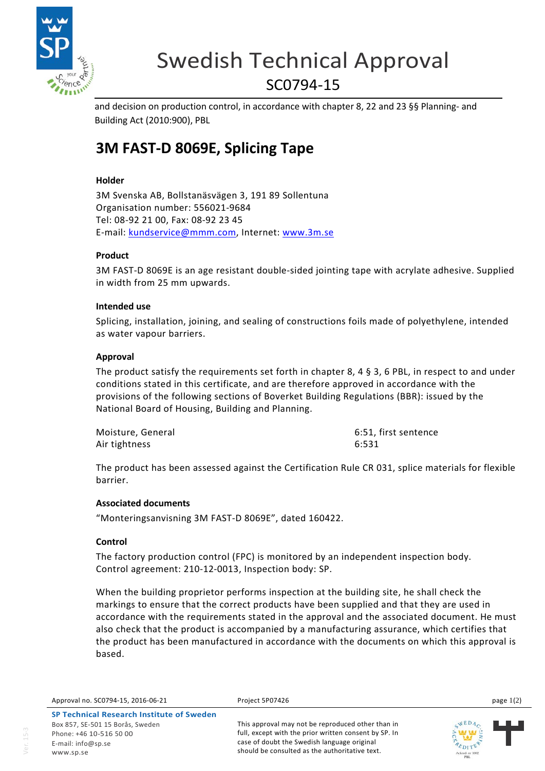# Swedish Technical Approval

## SC0794-15

and decision on production control, in accordance with chapter 8, 22 and 23 §§ Planning- and Building Act (2010:900), PBL

## 3M FAST-D 8069E, Splicing Tape

### Holder

3M Svenska AB, Bollstanäsvägen 3, 191 89 Sollentuna
Organisation number: 556021-9684
Tel: 08-92 21 00, Fax: 08-92 23 45
E-mail: kundservice@mmm.com, Internet: www.3m.se

### Product

3M FAST-D 8069E is an age resistant double-sided jointing tape with acrylate adhesive. Supplied in width from 25 mm upwards.

### Intended use

Splicing, installation, joining, and sealing of constructions foils made of polyethylene, intended as water vapour barriers.

### Approval

The product satisfy the requirements set forth in chapter 8, 4 § 3, 6 PBL, in respect to and under conditions stated in this certificate, and are therefore approved in accordance with the provisions of the following sections of Boverket Building Regulations (BBR): issued by the National Board of Housing, Building and Planning.

| | |
|---|---|
| Moisture, General | 6:51, first sentence |
| Air tightness | 6:531 |

The product has been assessed against the Certification Rule CR 031, splice materials for flexible barrier.

### Associated documents

"Monteringsanvisning 3M FAST-D 8069E", dated 160422.

### Control

The factory production control (FPC) is monitored by an independent inspection body. Control agreement: 210-12-0013, Inspection body: SP.

When the building proprietor performs inspection at the building site, he shall check the markings to ensure that the correct products have been supplied and that they are used in accordance with the requirements stated in the approval and the associated document. He must also check that the product is accompanied by a manufacturing assurance, which certifies that the product has been manufactured in accordance with the documents on which this approval is based.

Approval no. SC0794-15, 2016-06-21 Project 5P07426

**SP Technical Research Institute of Sweden**
Box 857, SE-501 15 Borås, Sweden
Phone: +46 10-516 50 00
E-mail: info@sp.se
www.sp.se

This approval may not be reproduced other than in full, except with the prior written consent by SP. In case of doubt the Swedish language original should be consulted as the authoritative text.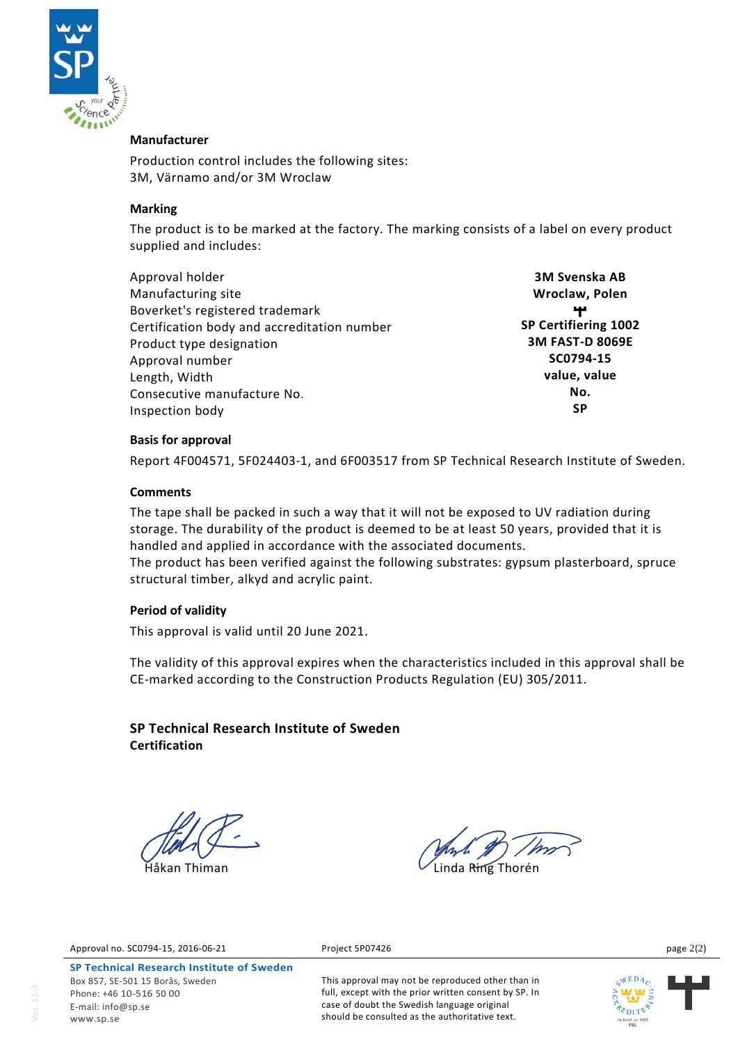**Manufacturer**

Production control includes the following sites:
3M, Värnamo and/or 3M Wroclaw

**Marking**

The product is to be marked at the factory. The marking consists of a label on every product supplied and includes:

| | |
|---|---|
| Approval holder | **3M Svenska AB** |
| Manufacturing site | **Wroclaw, Polen** |
| Boverket's registered trademark | **ᛘ** |
| Certification body and accreditation number | **SP Certifiering 1002** |
| Product type designation | **3M FAST-D 8069E** |
| Approval number | **SC0794-15** |
| Length, Width | **value, value** |
| Consecutive manufacture No. | **No.** |
| Inspection body | **SP** |

**Basis for approval**

Report 4F004571, 5F024403-1, and 6F003517 from SP Technical Research Institute of Sweden.

**Comments**

The tape shall be packed in such a way that it will not be exposed to UV radiation during storage. The durability of the product is deemed to be at least 50 years, provided that it is handled and applied in accordance with the associated documents.
The product has been verified against the following substrates: gypsum plasterboard, spruce structural timber, alkyd and acrylic paint.

**Period of validity**

This approval is valid until 20 June 2021.

The validity of this approval expires when the characteristics included in this approval shall be CE-marked according to the Construction Products Regulation (EU) 305/2011.

**SP Technical Research Institute of Sweden**
**Certification**

Håkan Thiman

Linda Ring Thorén

Approval no. SC0794-15, 2016-06-21

Project 5P07426

**SP Technical Research Institute of Sweden**
Box 857, SE-501 15 Borås, Sweden
Phone: +46 10-516 50 00
E-mail: info@sp.se
www.sp.se

This approval may not be reproduced other than in full, except with the prior written consent by SP. In case of doubt the Swedish language original should be consulted as the authoritative text.